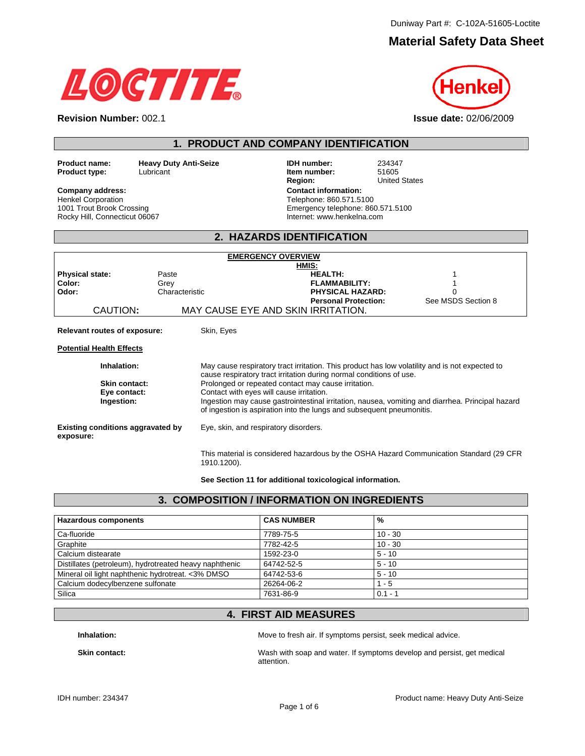Duniway Part #: C-102A-51605-Loctite

# Material Safety Data Sheet

LOCTITE®

Henkel

**Revision Number:** 002.1

**Issue date:** 02/06/2009

## 1. PRODUCT AND COMPANY IDENTIFICATION

**Product name:** Heavy Duty Anti-Seize
**Product type:** Lubricant

**IDH number:** 234347
**Item number:** 51605
**Region:** United States

**Company address:**
Henkel Corporation
1001 Trout Brook Crossing
Rocky Hill, Connecticut 06067

**Contact information:**
Telephone: 860.571.5100
Emergency telephone: 860.571.5100
Internet: www.henkelna.com

## 2. HAZARDS IDENTIFICATION

**EMERGENCY OVERVIEW**

| | | **HMIS:** | |
|---|---|---|---|
| **Physical state:** | Paste | **HEALTH:** | 1 |
| **Color:** | Grey | **FLAMMABILITY:** | 1 |
| **Odor:** | Characteristic | **PHYSICAL HAZARD:** | 0 |
| | | **Personal Protection:** | See MSDS Section 8 |

CAUTION: MAY CAUSE EYE AND SKIN IRRITATION.

**Relevant routes of exposure:** Skin, Eyes

**Potential Health Effects**

**Inhalation:** May cause respiratory tract irritation. This product has low volatility and is not expected to cause respiratory tract irritation during normal conditions of use.

**Skin contact:** Prolonged or repeated contact may cause irritation.

**Eye contact:** Contact with eyes will cause irritation.

**Ingestion:** Ingestion may cause gastrointestinal irritation, nausea, vomiting and diarrhea. Principal hazard of ingestion is aspiration into the lungs and subsequent pneumonitis.

**Existing conditions aggravated by exposure:** Eye, skin, and respiratory disorders.

This material is considered hazardous by the OSHA Hazard Communication Standard (29 CFR 1910.1200).

**See Section 11 for additional toxicological information.**

## 3. COMPOSITION / INFORMATION ON INGREDIENTS

| Hazardous components | CAS NUMBER | % |
|---|---|---|
| Ca-fluoride | 7789-75-5 | 10 - 30 |
| Graphite | 7782-42-5 | 10 - 30 |
| Calcium distearate | 1592-23-0 | 5 - 10 |
| Distillates (petroleum), hydrotreated heavy naphthenic | 64742-52-5 | 5 - 10 |
| Mineral oil light naphthenic hydrotreat. <3% DMSO | 64742-53-6 | 5 - 10 |
| Calcium dodecylbenzene sulfonate | 26264-06-2 | 1 - 5 |
| Silica | 7631-86-9 | 0.1 - 1 |

## 4. FIRST AID MEASURES

**Inhalation:** Move to fresh air. If symptoms persist, seek medical advice.

**Skin contact:** Wash with soap and water. If symptoms develop and persist, get medical attention.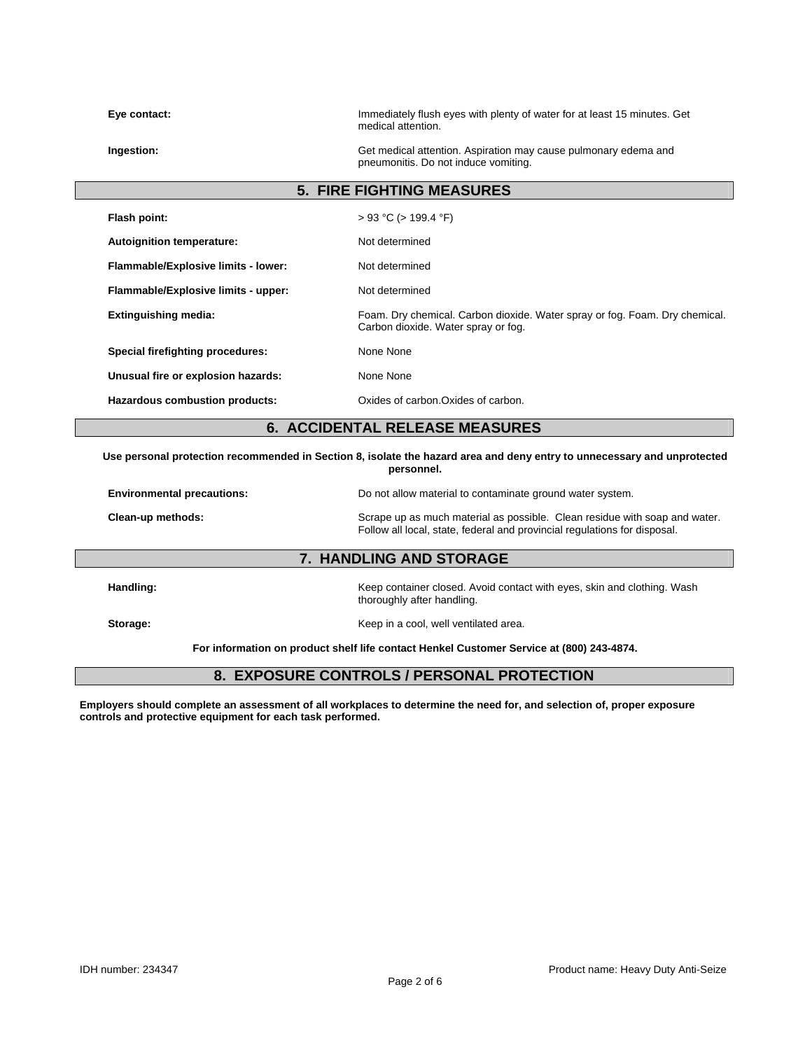**Eye contact:** Immediately flush eyes with plenty of water for at least 15 minutes. Get medical attention.

**Ingestion:** Get medical attention. Aspiration may cause pulmonary edema and pneumonitis. Do not induce vomiting.

## 5. FIRE FIGHTING MEASURES

**Flash point:** > 93 °C (> 199.4 °F)

**Autoignition temperature:** Not determined

**Flammable/Explosive limits - lower:** Not determined

**Flammable/Explosive limits - upper:** Not determined

**Extinguishing media:** Foam. Dry chemical. Carbon dioxide. Water spray or fog. Foam. Dry chemical. Carbon dioxide. Water spray or fog.

**Special firefighting procedures:** None None

**Unusual fire or explosion hazards:** None None

**Hazardous combustion products:** Oxides of carbon.Oxides of carbon.

## 6. ACCIDENTAL RELEASE MEASURES

**Use personal protection recommended in Section 8, isolate the hazard area and deny entry to unnecessary and unprotected personnel.**

**Environmental precautions:** Do not allow material to contaminate ground water system.

**Clean-up methods:** Scrape up as much material as possible. Clean residue with soap and water. Follow all local, state, federal and provincial regulations for disposal.

## 7. HANDLING AND STORAGE

**Handling:** Keep container closed. Avoid contact with eyes, skin and clothing. Wash thoroughly after handling.

**Storage:** Keep in a cool, well ventilated area.

**For information on product shelf life contact Henkel Customer Service at (800) 243-4874.**

## 8. EXPOSURE CONTROLS / PERSONAL PROTECTION

**Employers should complete an assessment of all workplaces to determine the need for, and selection of, proper exposure controls and protective equipment for each task performed.**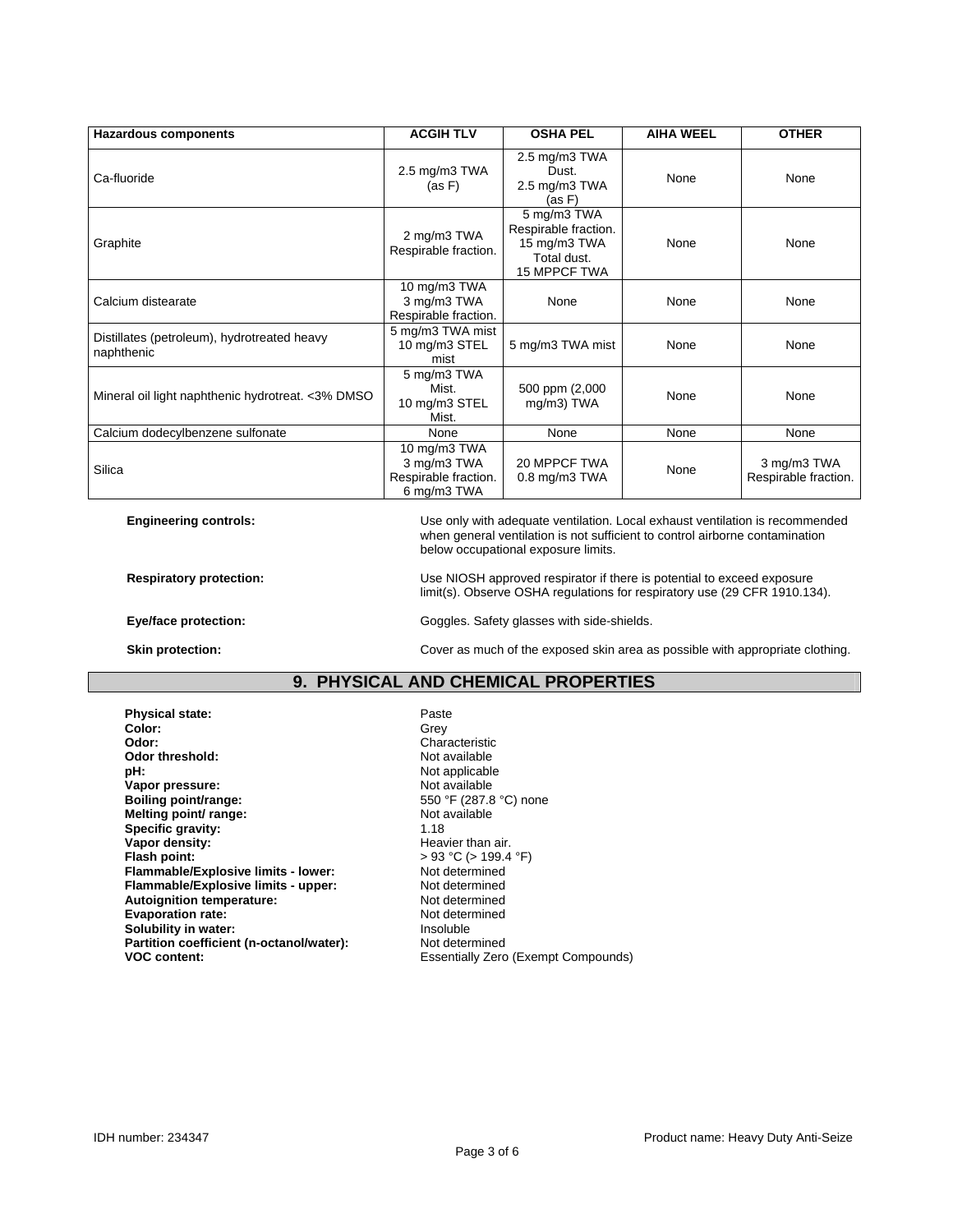| Hazardous components | ACGIH TLV | OSHA PEL | AIHA WEEL | OTHER |
|---|---|---|---|---|
| Ca-fluoride | 2.5 mg/m3 TWA (as F) | 2.5 mg/m3 TWA Dust. 2.5 mg/m3 TWA (as F) | None | None |
| Graphite | 2 mg/m3 TWA Respirable fraction. | 5 mg/m3 TWA Respirable fraction. 15 mg/m3 TWA Total dust. 15 MPPCF TWA | None | None |
| Calcium distearate | 10 mg/m3 TWA 3 mg/m3 TWA Respirable fraction. | None | None | None |
| Distillates (petroleum), hydrotreated heavy naphthenic | 5 mg/m3 TWA mist 10 mg/m3 STEL mist | 5 mg/m3 TWA mist | None | None |
| Mineral oil light naphthenic hydrotreat. <3% DMSO | 5 mg/m3 TWA Mist. 10 mg/m3 STEL Mist. | 500 ppm (2,000 mg/m3) TWA | None | None |
| Calcium dodecylbenzene sulfonate | None | None | None | None |
| Silica | 10 mg/m3 TWA 3 mg/m3 TWA Respirable fraction. 6 mg/m3 TWA | 20 MPPCF TWA 0.8 mg/m3 TWA | None | 3 mg/m3 TWA Respirable fraction. |

**Engineering controls:** Use only with adequate ventilation. Local exhaust ventilation is recommended when general ventilation is not sufficient to control airborne contamination below occupational exposure limits.

**Respiratory protection:** Use NIOSH approved respirator if there is potential to exceed exposure limit(s). Observe OSHA regulations for respiratory use (29 CFR 1910.134).

**Eye/face protection:** Goggles. Safety glasses with side-shields.

**Skin protection:** Cover as much of the exposed skin area as possible with appropriate clothing.

## 9. PHYSICAL AND CHEMICAL PROPERTIES

**Physical state:** Paste
**Color:** Grey
**Odor:** Characteristic
**Odor threshold:** Not available
**pH:** Not applicable
**Vapor pressure:** Not available
**Boiling point/range:** 550 °F (287.8 °C) none
**Melting point/ range:** Not available
**Specific gravity:** 1.18
**Vapor density:** Heavier than air.
**Flash point:** > 93 °C (> 199.4 °F)
**Flammable/Explosive limits - lower:** Not determined
**Flammable/Explosive limits - upper:** Not determined
**Autoignition temperature:** Not determined
**Evaporation rate:** Not determined
**Solubility in water:** Insoluble
**Partition coefficient (n-octanol/water):** Not determined
**VOC content:** Essentially Zero (Exempt Compounds)

IDH number: 234347 Product name: Heavy Duty Anti-Seize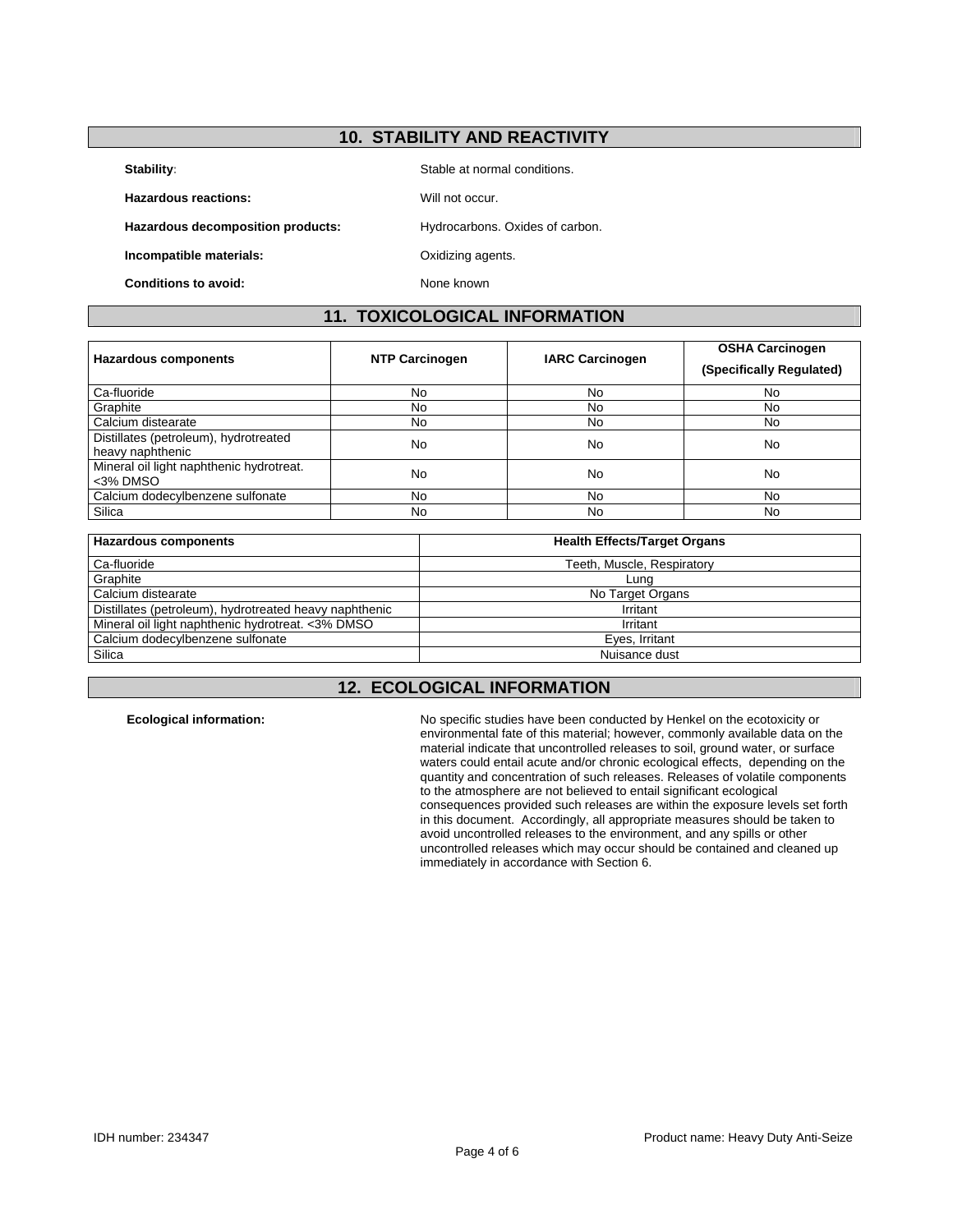## 10. STABILITY AND REACTIVITY

**Stability:** Stable at normal conditions.

**Hazardous reactions:** Will not occur.

**Hazardous decomposition products:** Hydrocarbons. Oxides of carbon.

**Incompatible materials:** Oxidizing agents.

**Conditions to avoid:** None known

## 11. TOXICOLOGICAL INFORMATION

| Hazardous components | NTP Carcinogen | IARC Carcinogen | OSHA Carcinogen (Specifically Regulated) |
|---|---|---|---|
| Ca-fluoride | No | No | No |
| Graphite | No | No | No |
| Calcium distearate | No | No | No |
| Distillates (petroleum), hydrotreated heavy naphthenic | No | No | No |
| Mineral oil light naphthenic hydrotreat. <3% DMSO | No | No | No |
| Calcium dodecylbenzene sulfonate | No | No | No |
| Silica | No | No | No |

| Hazardous components | Health Effects/Target Organs |
|---|---|
| Ca-fluoride | Teeth, Muscle, Respiratory |
| Graphite | Lung |
| Calcium distearate | No Target Organs |
| Distillates (petroleum), hydrotreated heavy naphthenic | Irritant |
| Mineral oil light naphthenic hydrotreat. <3% DMSO | Irritant |
| Calcium dodecylbenzene sulfonate | Eyes, Irritant |
| Silica | Nuisance dust |

## 12. ECOLOGICAL INFORMATION

**Ecological information:** No specific studies have been conducted by Henkel on the ecotoxicity or environmental fate of this material; however, commonly available data on the material indicate that uncontrolled releases to soil, ground water, or surface waters could entail acute and/or chronic ecological effects, depending on the quantity and concentration of such releases. Releases of volatile components to the atmosphere are not believed to entail significant ecological consequences provided such releases are within the exposure levels set forth in this document. Accordingly, all appropriate measures should be taken to avoid uncontrolled releases to the environment, and any spills or other uncontrolled releases which may occur should be contained and cleaned up immediately in accordance with Section 6.

IDH number: 234347

Product name: Heavy Duty Anti-Seize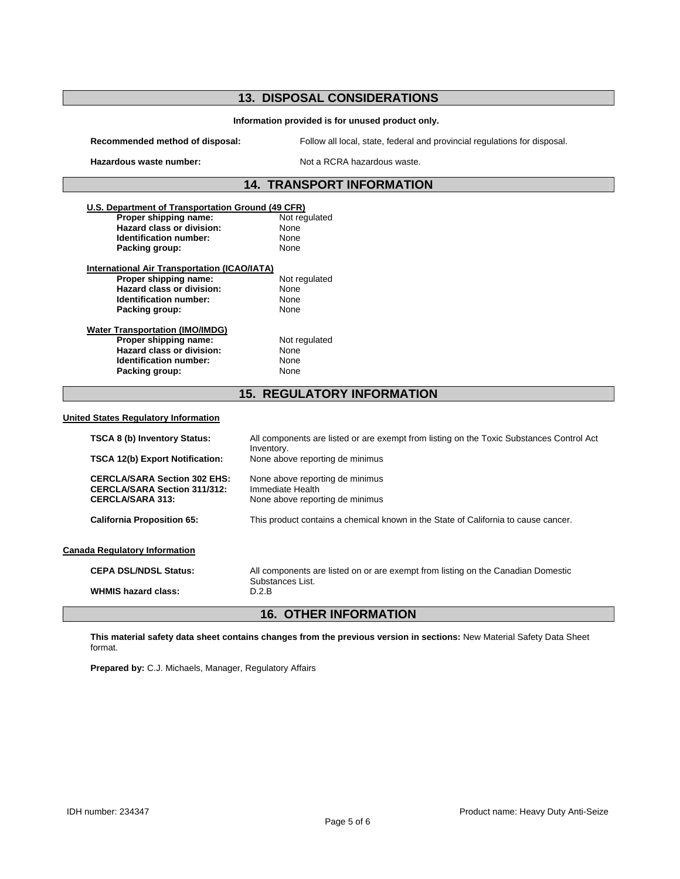## 13. DISPOSAL CONSIDERATIONS

**Information provided is for unused product only.**

**Recommended method of disposal:** Follow all local, state, federal and provincial regulations for disposal.

**Hazardous waste number:** Not a RCRA hazardous waste.

## 14. TRANSPORT INFORMATION

**U.S. Department of Transportation Ground (49 CFR)**

| | |
|---|---|
| **Proper shipping name:** | Not regulated |
| **Hazard class or division:** | None |
| **Identification number:** | None |
| **Packing group:** | None |

**International Air Transportation (ICAO/IATA)**

| | |
|---|---|
| **Proper shipping name:** | Not regulated |
| **Hazard class or division:** | None |
| **Identification number:** | None |
| **Packing group:** | None |

**Water Transportation (IMO/IMDG)**

| | |
|---|---|
| **Proper shipping name:** | Not regulated |
| **Hazard class or division:** | None |
| **Identification number:** | None |
| **Packing group:** | None |

## 15. REGULATORY INFORMATION

**United States Regulatory Information**

| | |
|---|---|
| **TSCA 8 (b) Inventory Status:** | All components are listed or are exempt from listing on the Toxic Substances Control Act Inventory. |
| **TSCA 12(b) Export Notification:** | None above reporting de minimus |
| **CERCLA/SARA Section 302 EHS:** | None above reporting de minimus |
| **CERCLA/SARA Section 311/312:** | Immediate Health |
| **CERCLA/SARA 313:** | None above reporting de minimus |
| **California Proposition 65:** | This product contains a chemical known in the State of California to cause cancer. |

**Canada Regulatory Information**

| | |
|---|---|
| **CEPA DSL/NDSL Status:** | All components are listed on or are exempt from listing on the Canadian Domestic Substances List. |
| **WHMIS hazard class:** | D.2.B |

## 16. OTHER INFORMATION

**This material safety data sheet contains changes from the previous version in sections:** New Material Safety Data Sheet format.

**Prepared by:** C.J. Michaels, Manager, Regulatory Affairs

IDH number: 234347

Product name: Heavy Duty Anti-Seize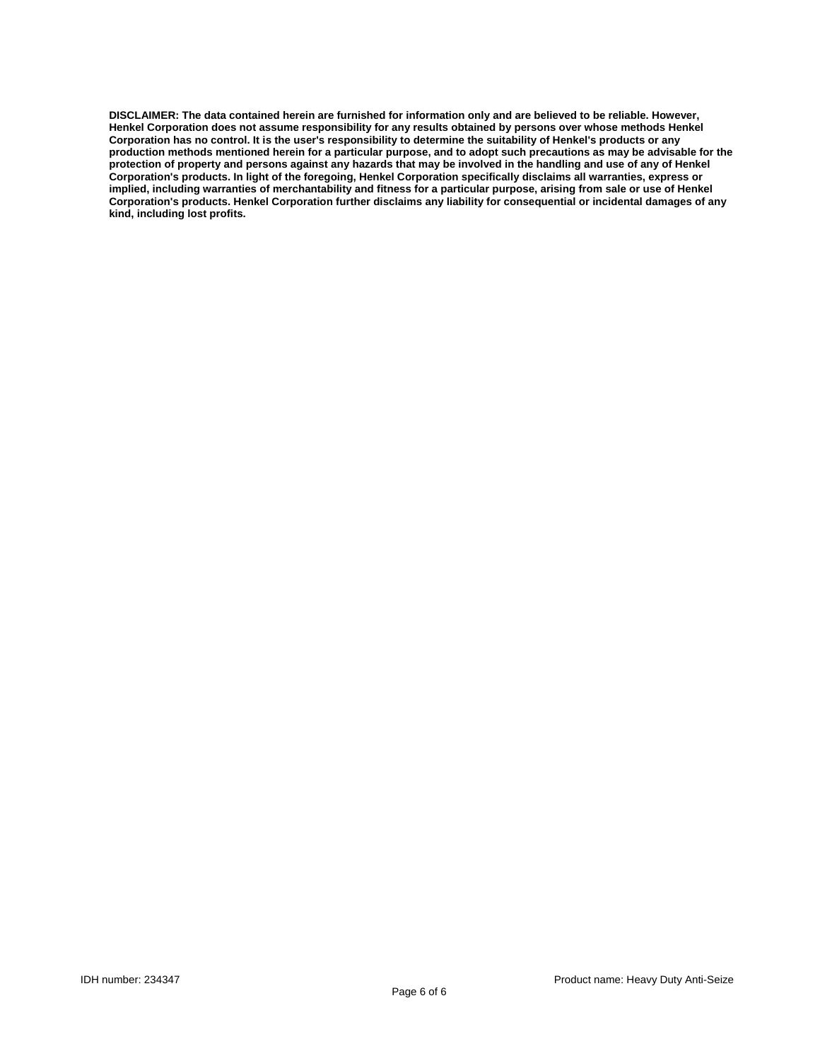**DISCLAIMER: The data contained herein are furnished for information only and are believed to be reliable. However, Henkel Corporation does not assume responsibility for any results obtained by persons over whose methods Henkel Corporation has no control. It is the user's responsibility to determine the suitability of Henkel's products or any production methods mentioned herein for a particular purpose, and to adopt such precautions as may be advisable for the protection of property and persons against any hazards that may be involved in the handling and use of any of Henkel Corporation's products. In light of the foregoing, Henkel Corporation specifically disclaims all warranties, express or implied, including warranties of merchantability and fitness for a particular purpose, arising from sale or use of Henkel Corporation's products. Henkel Corporation further disclaims any liability for consequential or incidental damages of any kind, including lost profits.**